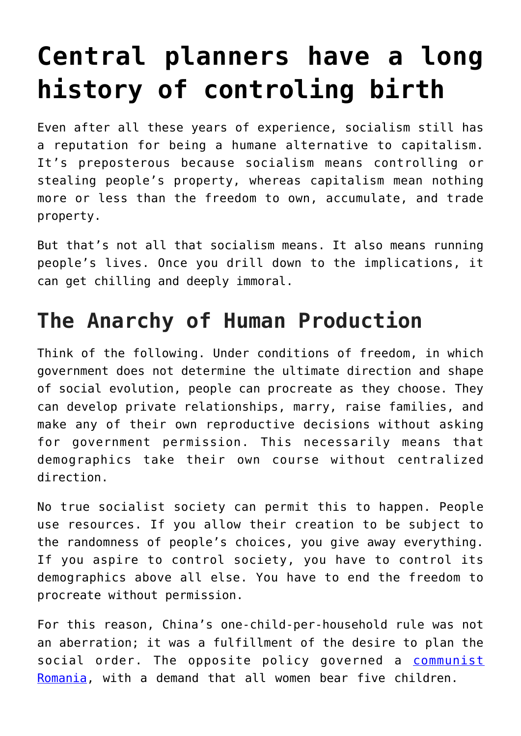# Central planners have a long history of controling birth

Even after all these years of experience, socialism still has a reputation for being a humane alternative to capitalism. It's preposterous because socialism means controlling or stealing people's property, whereas capitalism mean nothing more or less than the freedom to own, accumulate, and trade property.

But that's not all that socialism means. It also means running people's lives. Once you drill down to the implications, it can get chilling and deeply immoral.

## The Anarchy of Human Production

Think of the following. Under conditions of freedom, in which government does not determine the ultimate direction and shape of social evolution, people can procreate as they choose. They can develop private relationships, marry, raise families, and make any of their own reproductive decisions without asking for government permission. This necessarily means that demographics take their own course without centralized direction.

No true socialist society can permit this to happen. People use resources. If you allow their creation to be subject to the randomness of people's choices, you give away everything. If you aspire to control society, you have to control its demographics above all else. You have to end the freedom to procreate without permission.

For this reason, China's one-child-per-household rule was not an aberration; it was a fulfillment of the desire to plan the social order. The opposite policy governed a communist Romania, with a demand that all women bear five children.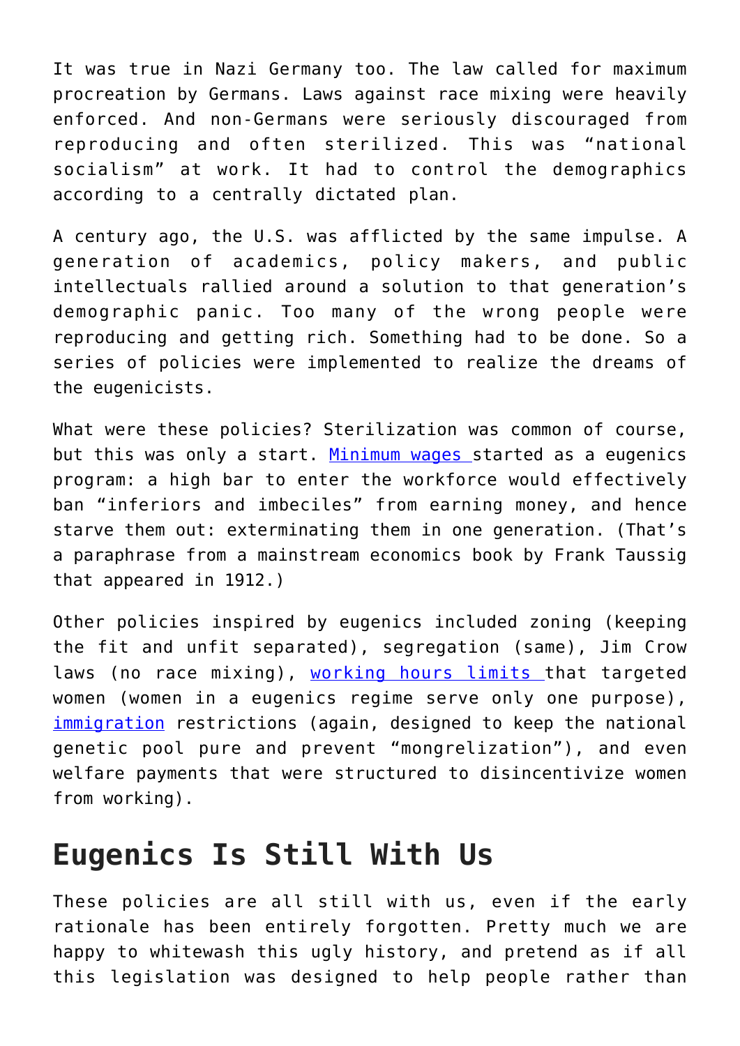It was true in Nazi Germany too. The law called for maximum procreation by Germans. Laws against race mixing were heavily enforced. And non-Germans were seriously discouraged from reproducing and often sterilized. This was "national socialism" at work. It had to control the demographics according to a centrally dictated plan.

A century ago, the U.S. was afflicted by the same impulse. A generation of academics, policy makers, and public intellectuals rallied around a solution to that generation's demographic panic. Too many of the wrong people were reproducing and getting rich. Something had to be done. So a series of policies were implemented to realize the dreams of the eugenicists.

What were these policies? Sterilization was common of course, but this was only a start. Minimum wages started as a eugenics program: a high bar to enter the workforce would effectively ban "inferiors and imbeciles" from earning money, and hence starve them out: exterminating them in one generation. (That's a paraphrase from a mainstream economics book by Frank Taussig that appeared in 1912.)

Other policies inspired by eugenics included zoning (keeping the fit and unfit separated), segregation (same), Jim Crow laws (no race mixing), working hours limits that targeted women (women in a eugenics regime serve only one purpose), immigration restrictions (again, designed to keep the national genetic pool pure and prevent "mongrelization"), and even welfare payments that were structured to disincentivize women from working).

## Eugenics Is Still With Us

These policies are all still with us, even if the early rationale has been entirely forgotten. Pretty much we are happy to whitewash this ugly history, and pretend as if all this legislation was designed to help people rather than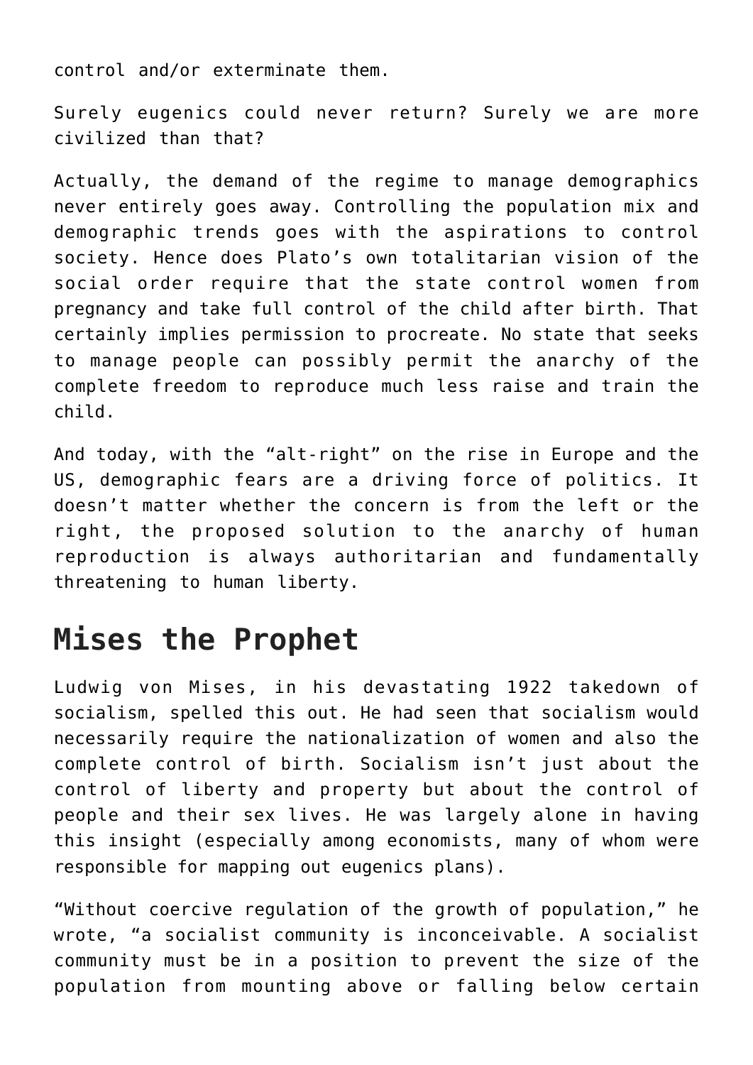control and/or exterminate them.

Surely eugenics could never return? Surely we are more civilized than that?

Actually, the demand of the regime to manage demographics never entirely goes away. Controlling the population mix and demographic trends goes with the aspirations to control society. Hence does Plato's own totalitarian vision of the social order require that the state control women from pregnancy and take full control of the child after birth. That certainly implies permission to procreate. No state that seeks to manage people can possibly permit the anarchy of the complete freedom to reproduce much less raise and train the child.

And today, with the "alt-right" on the rise in Europe and the US, demographic fears are a driving force of politics. It doesn't matter whether the concern is from the left or the right, the proposed solution to the anarchy of human reproduction is always authoritarian and fundamentally threatening to human liberty.

## Mises the Prophet

Ludwig von Mises, in his devastating 1922 takedown of socialism, spelled this out. He had seen that socialism would necessarily require the nationalization of women and also the complete control of birth. Socialism isn't just about the control of liberty and property but about the control of people and their sex lives. He was largely alone in having this insight (especially among economists, many of whom were responsible for mapping out eugenics plans).

"Without coercive regulation of the growth of population," he wrote, "a socialist community is inconceivable. A socialist community must be in a position to prevent the size of the population from mounting above or falling below certain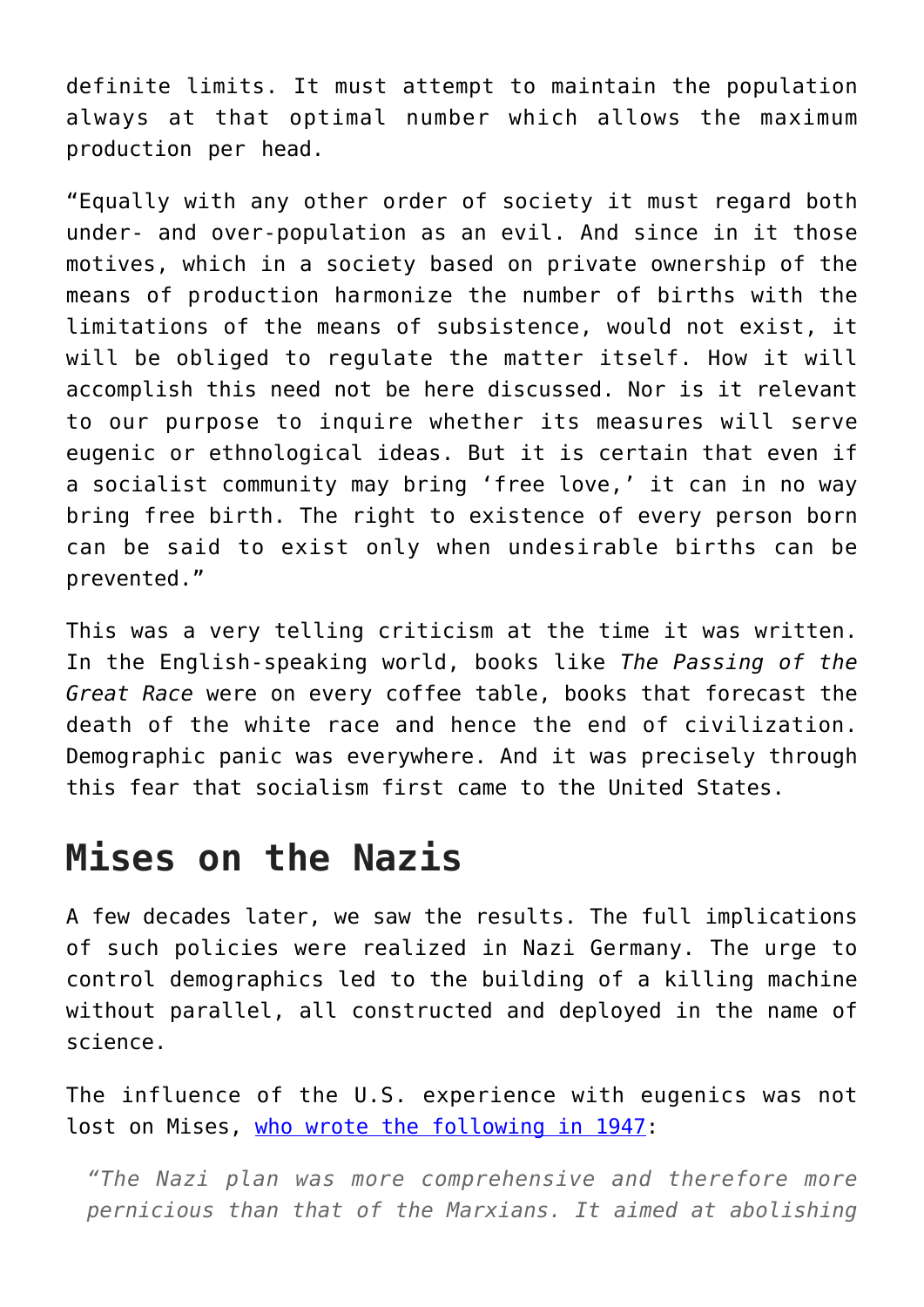definite limits. It must attempt to maintain the population always at that optimal number which allows the maximum production per head.

"Equally with any other order of society it must regard both under- and over-population as an evil. And since in it those motives, which in a society based on private ownership of the means of production harmonize the number of births with the limitations of the means of subsistence, would not exist, it will be obliged to regulate the matter itself. How it will accomplish this need not be here discussed. Nor is it relevant to our purpose to inquire whether its measures will serve eugenic or ethnological ideas. But it is certain that even if a socialist community may bring 'free love,' it can in no way bring free birth. The right to existence of every person born can be said to exist only when undesirable births can be prevented."

This was a very telling criticism at the time it was written. In the English-speaking world, books like *The Passing of the Great Race* were on every coffee table, books that forecast the death of the white race and hence the end of civilization. Demographic panic was everywhere. And it was precisely through this fear that socialism first came to the United States.

## Mises on the Nazis

A few decades later, we saw the results. The full implications of such policies were realized in Nazi Germany. The urge to control demographics led to the building of a killing machine without parallel, all constructed and deployed in the name of science.

The influence of the U.S. experience with eugenics was not lost on Mises, [who wrote the following in 1947]:

> *"The Nazi plan was more comprehensive and therefore more pernicious than that of the Marxians. It aimed at abolishing*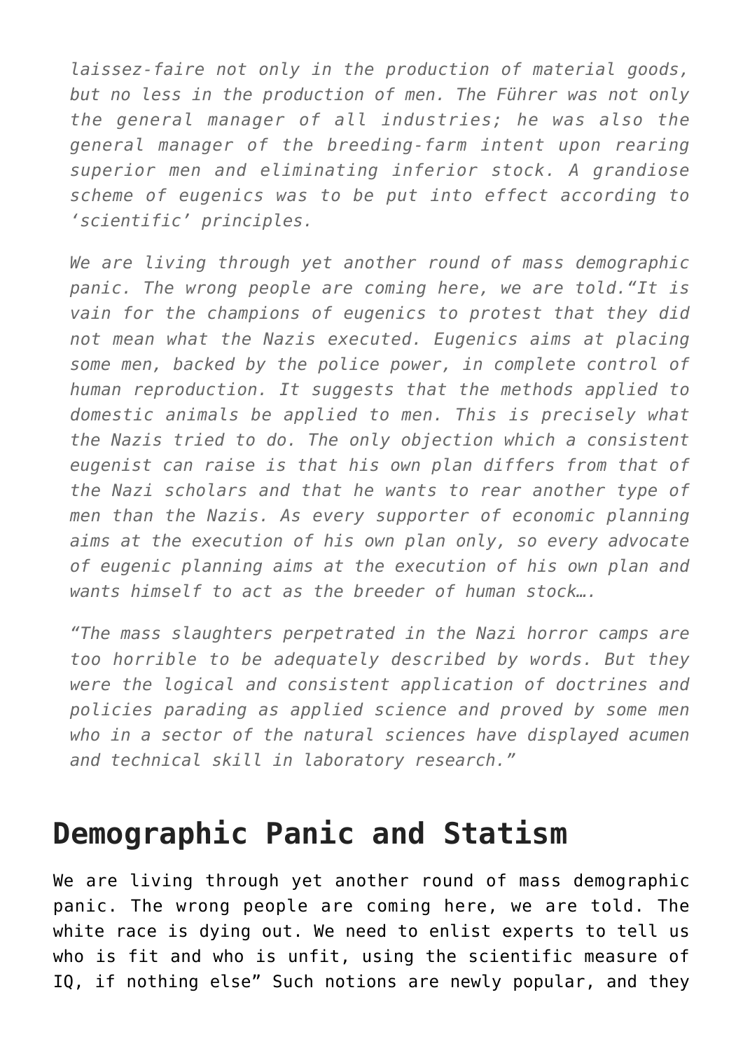*laissez-faire not only in the production of material goods, but no less in the production of men. The Führer was not only the general manager of all industries; he was also the general manager of the breeding-farm intent upon rearing superior men and eliminating inferior stock. A grandiose scheme of eugenics was to be put into effect according to 'scientific' principles.*

*We are living through yet another round of mass demographic panic. The wrong people are coming here, we are told."It is vain for the champions of eugenics to protest that they did not mean what the Nazis executed. Eugenics aims at placing some men, backed by the police power, in complete control of human reproduction. It suggests that the methods applied to domestic animals be applied to men. This is precisely what the Nazis tried to do. The only objection which a consistent eugenist can raise is that his own plan differs from that of the Nazi scholars and that he wants to rear another type of men than the Nazis. As every supporter of economic planning aims at the execution of his own plan only, so every advocate of eugenic planning aims at the execution of his own plan and wants himself to act as the breeder of human stock….*

*"The mass slaughters perpetrated in the Nazi horror camps are too horrible to be adequately described by words. But they were the logical and consistent application of doctrines and policies parading as applied science and proved by some men who in a sector of the natural sciences have displayed acumen and technical skill in laboratory research."*

## Demographic Panic and Statism

We are living through yet another round of mass demographic panic. The wrong people are coming here, we are told. The white race is dying out. We need to enlist experts to tell us who is fit and who is unfit, using the scientific measure of IQ, if nothing else" Such notions are newly popular, and they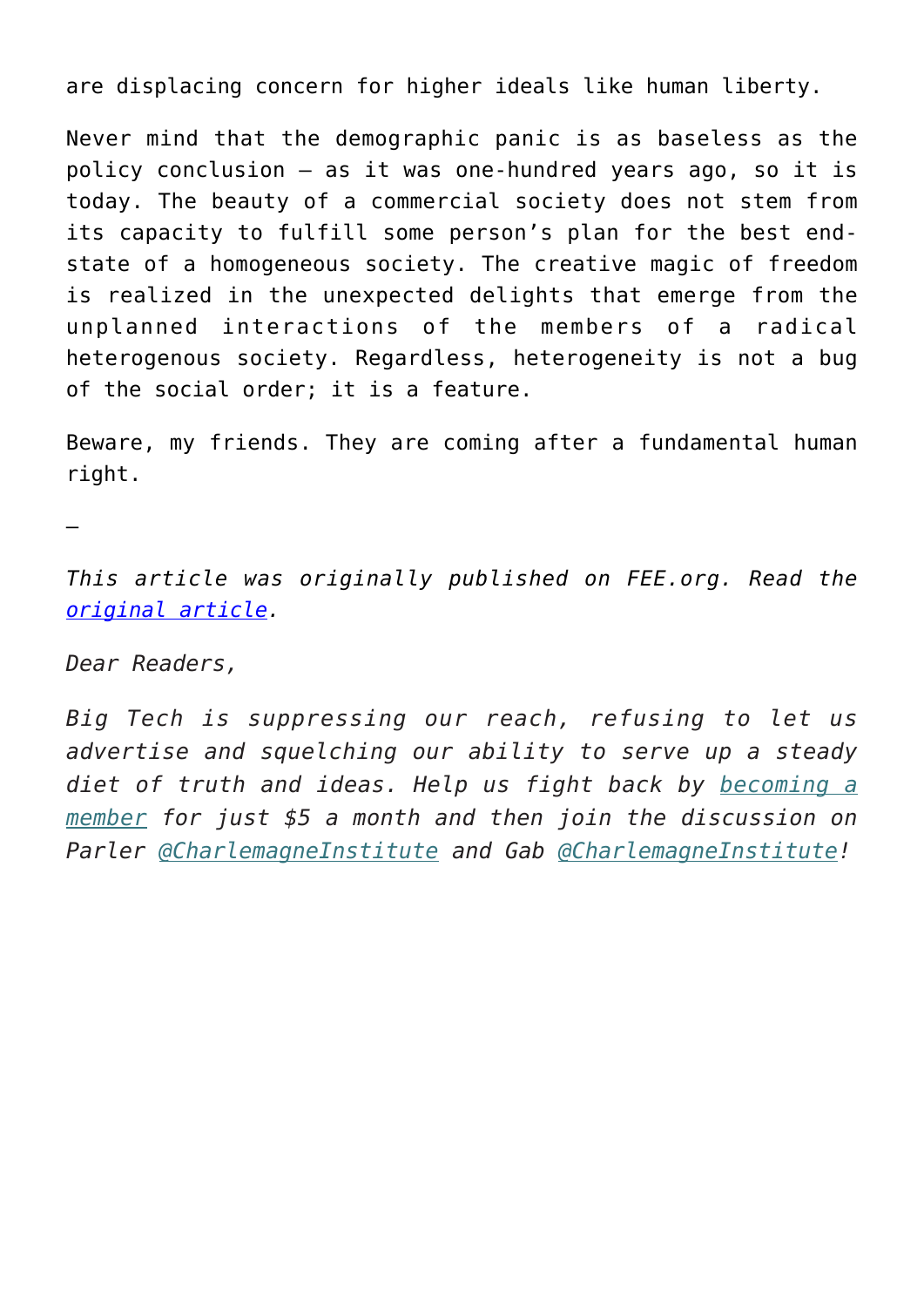are displacing concern for higher ideals like human liberty.

Never mind that the demographic panic is as baseless as the policy conclusion – as it was one-hundred years ago, so it is today. The beauty of a commercial society does not stem from its capacity to fulfill some person's plan for the best end-state of a homogeneous society. The creative magic of freedom is realized in the unexpected delights that emerge from the unplanned interactions of the members of a radical heterogenous society. Regardless, heterogeneity is not a bug of the social order; it is a feature.

Beware, my friends. They are coming after a fundamental human right.

—

*This article was originally published on FEE.org. Read the [original article](original article).*

*Dear Readers,*

*Big Tech is suppressing our reach, refusing to let us advertise and squelching our ability to serve up a steady diet of truth and ideas. Help us fight back by [becoming a member](becoming a member) for just $5 a month and then join the discussion on Parler [@CharlemagneInstitute](@CharlemagneInstitute) and Gab [@CharlemagneInstitute](@CharlemagneInstitute)!*